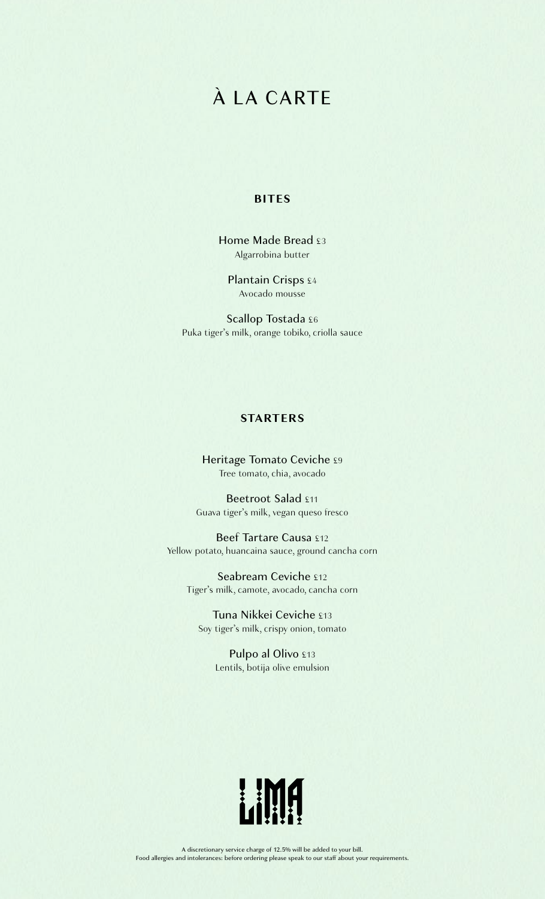# À LA CARTE

## BITES

Home Made Bread £3
Algarrobina butter

Plantain Crisps £4
Avocado mousse

Scallop Tostada £6
Puka tiger's milk, orange tobiko, criolla sauce

## STARTERS

Heritage Tomato Ceviche £9
Tree tomato, chia, avocado

Beetroot Salad £11
Guava tiger's milk, vegan queso fresco

Beef Tartare Causa £12
Yellow potato, huancaina sauce, ground cancha corn

Seabream Ceviche £12
Tiger's milk, camote, avocado, cancha corn

Tuna Nikkei Ceviche £13
Soy tiger's milk, crispy onion, tomato

Pulpo al Olivo £13
Lentils, botija olive emulsion

LIMA

A discretionary service charge of 12.5% will be added to your bill.
Food allergies and intolerances: before ordering please speak to our staff about your requirements.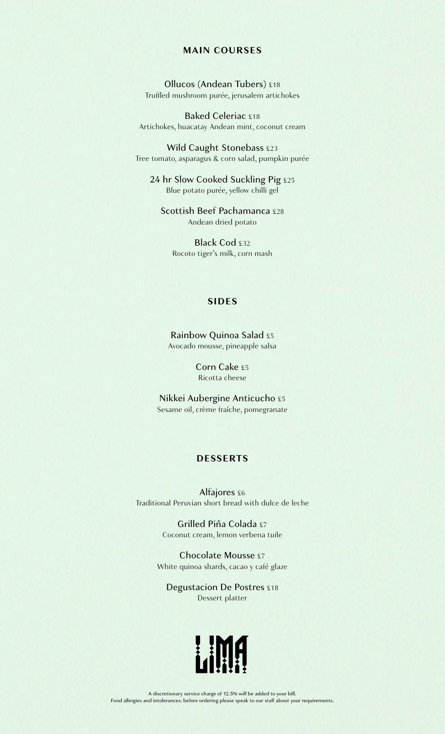## MAIN COURSES

**Ollucos (Andean Tubers)** £18
Truffled mushroom purée, jerusalem artichokes

**Baked Celeriac** £18
Artichokes, huacatay Andean mint, coconut cream

**Wild Caught Stonebass** £23
Tree tomato, asparagus & corn salad, pumpkin purée

**24 hr Slow Cooked Suckling Pig** £25
Blue potato purée, yellow chilli gel

**Scottish Beef Pachamanca** £28
Andean dried potato

**Black Cod** £32
Rocoto tiger's milk, corn mash

## SIDES

**Rainbow Quinoa Salad** £5
Avocado mousse, pineapple salsa

**Corn Cake** £5
Ricotta cheese

**Nikkei Aubergine Anticucho** £5
Sesame oil, crème fraîche, pomegranate

## DESSERTS

**Alfajores** £6
Traditional Peruvian short bread with dulce de leche

**Grilled Piña Colada** £7
Coconut cream, lemon verbena tuile

**Chocolate Mousse** £7
White quinoa shards, cacao y café glaze

**Degustacion De Postres** £18
Dessert platter

LIMA

A discretionary service charge of 12.5% will be added to your bill.
Food allergies and intolerances: before ordering please speak to our staff about your requirements.